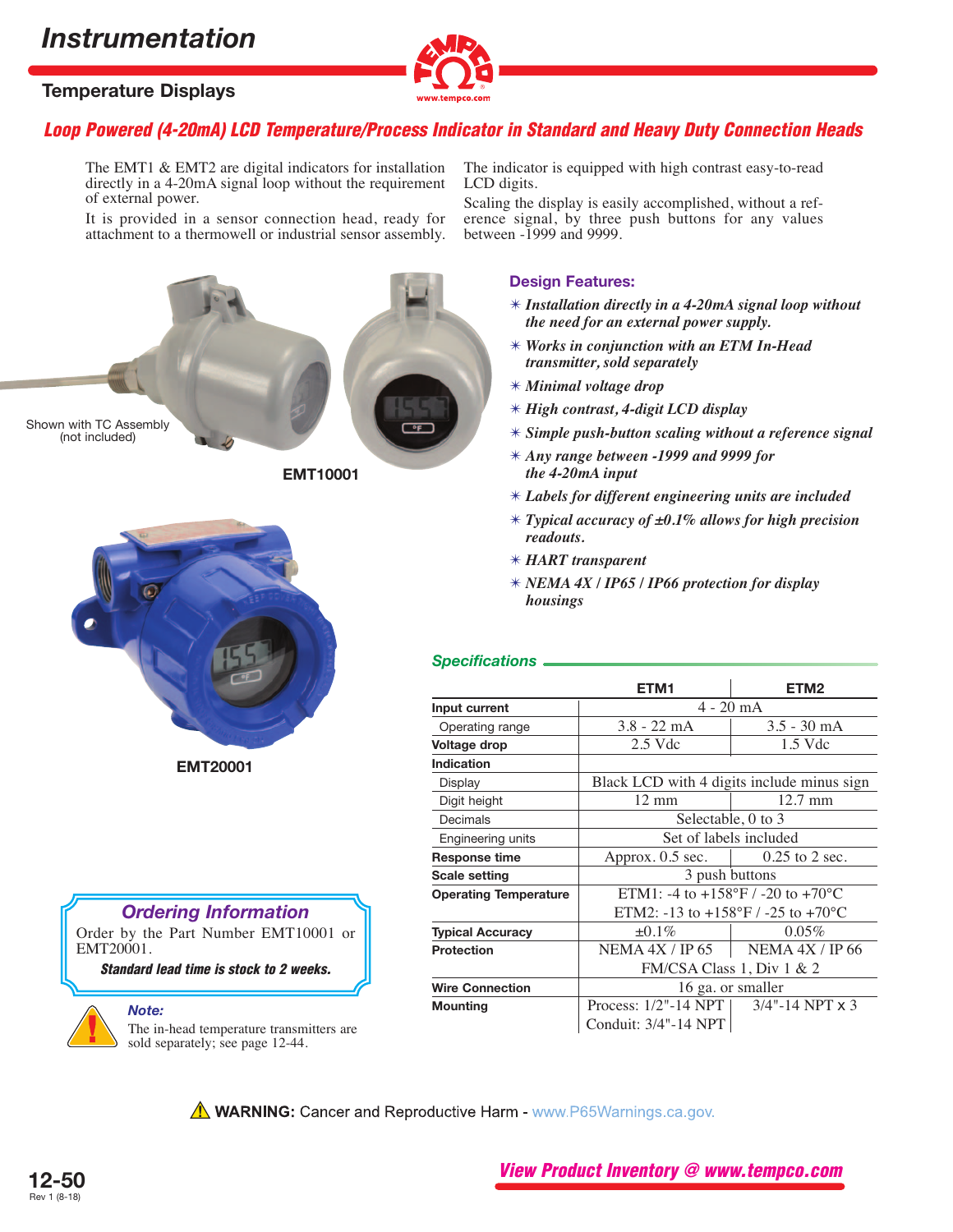# Instrumentation

## Temperature Displays

## Loop Powered (4-20mA) LCD Temperature/Process Indicator in Standard and Heavy Duty Connection Heads

The EMT1 & EMT2 are digital indicators for installation directly in a 4-20mA signal loop without the requirement of external power.

It is provided in a sensor connection head, ready for attachment to a thermowell or industrial sensor assembly.

The indicator is equipped with high contrast easy-to-read LCD digits.

Scaling the display is easily accomplished, without a reference signal, by three push buttons for any values between -1999 and 9999.

Shown with TC Assembly (not included)

**EMT10001**

**EMT20001**

### Design Features:

- *Installation directly in a 4-20mA signal loop without the need for an external power supply.*
- *Works in conjunction with an ETM In-Head transmitter, sold separately*
- *Minimal voltage drop*
- *High contrast, 4-digit LCD display*
- *Simple push-button scaling without a reference signal*
- *Any range between -1999 and 9999 for the 4-20mA input*
- *Labels for different engineering units are included*
- *Typical accuracy of ±0.1% allows for high precision readouts.*
- *HART transparent*
- *NEMA 4X / IP65 / IP66 protection for display housings*

### Specifications

| | ETM1 | ETM2 |
|---|---|---|
| **Input current** | 4 - 20 mA | |
| Operating range | 3.8 - 22 mA | 3.5 - 30 mA |
| **Voltage drop** | 2.5 Vdc | 1.5 Vdc |
| **Indication** | | |
| Display | Black LCD with 4 digits include minus sign | |
| Digit height | 12 mm | 12.7 mm |
| Decimals | Selectable, 0 to 3 | |
| Engineering units | Set of labels included | |
| **Response time** | Approx. 0.5 sec. | 0.25 to 2 sec. |
| **Scale setting** | 3 push buttons | |
| **Operating Temperature** | ETM1: -4 to +158°F / -20 to +70°C<br>ETM2: -13 to +158°F / -25 to +70°C | |
| **Typical Accuracy** | ±0.1% | 0.05% |
| **Protection** | NEMA 4X / IP 65 | NEMA 4X / IP 66 |
| | FM/CSA Class 1, Div 1 & 2 | |
| **Wire Connection** | 16 ga. or smaller | |
| **Mounting** | Process: 1/2"-14 NPT<br>Conduit: 3/4"-14 NPT | 3/4"-14 NPT x 3 |

### Ordering Information

Order by the Part Number EMT10001 or EMT20001.

***Standard lead time is stock to 2 weeks.***

***Note:***

The in-head temperature transmitters are sold separately; see page 12-44.

**WARNING:** Cancer and Reproductive Harm - www.P65Warnings.ca.gov.

*View Product Inventory @ www.tempco.com*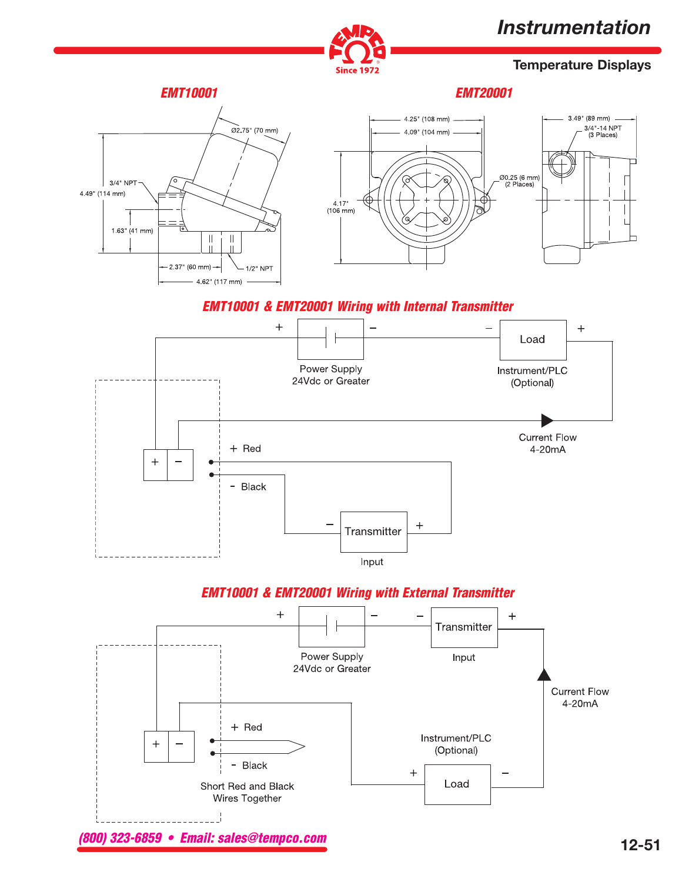# Instrumentation

## Temperature Displays

### EMT10001

Ø2.75" (70 mm)

3/4" NPT

4.49" (114 mm)

1.63" (41 mm)

2.37" (60 mm)

1/2" NPT

4.62" (117 mm)

### EMT20001

4.25" (108 mm)

4.09" (104 mm)

4.17" (106 mm)

Ø0.25 (6 mm) (2 Places)

3.49" (89 mm)

3/4"-14 NPT (3 Places)

### EMT10001 & EMT20001 Wiring with Internal Transmitter

Power Supply 24Vdc or Greater

Load

Instrument/PLC (Optional)

Current Flow 4-20mA

+ Red

- Black

Transmitter

Input

### EMT10001 & EMT20001 Wiring with External Transmitter

Power Supply 24Vdc or Greater

Transmitter

Input

Current Flow 4-20mA

+ Red

- Black

Short Red and Black Wires Together

Instrument/PLC (Optional)

Load

*(800) 323-6859 • Email: sales@tempco.com*